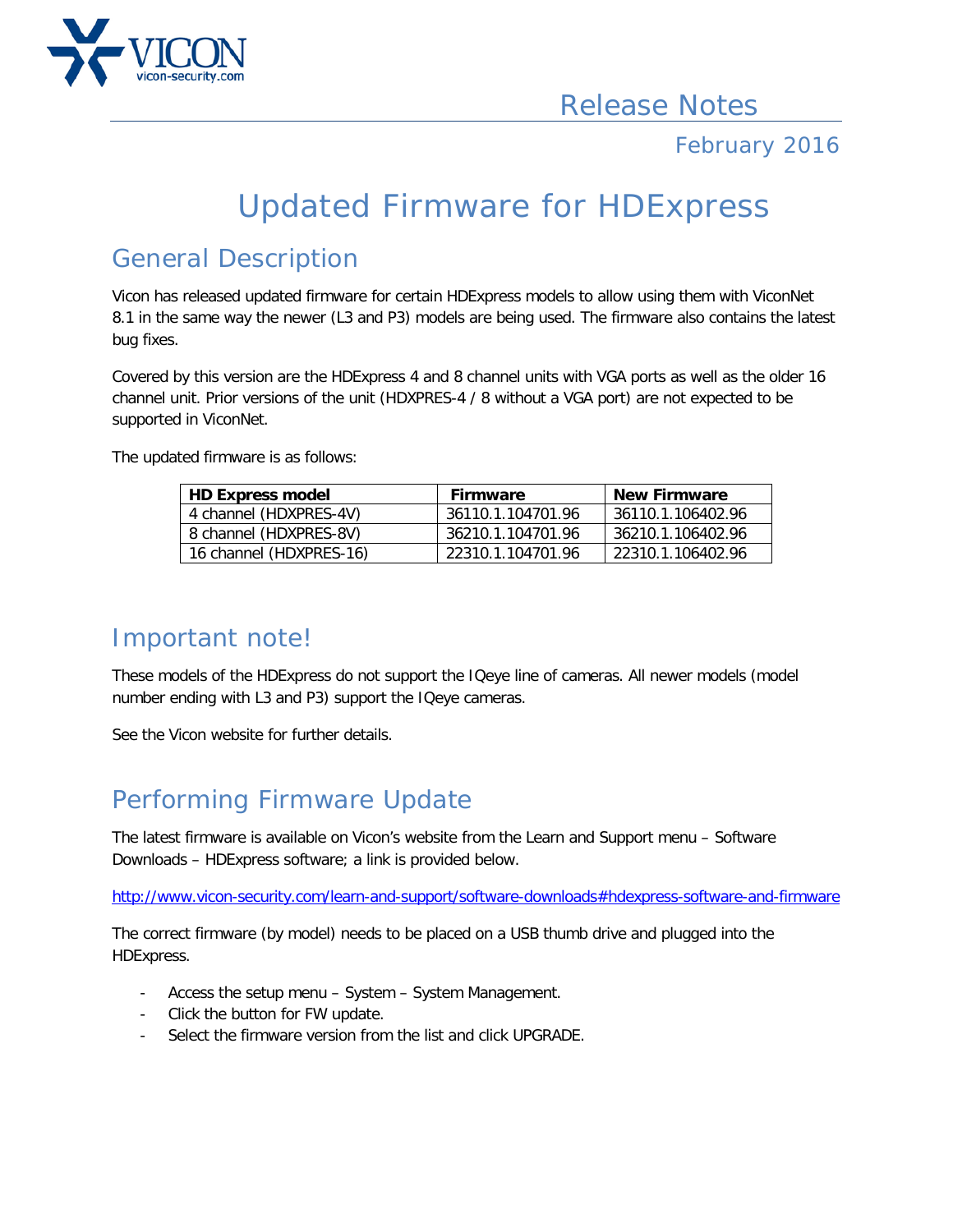Release Notes

February 2016

# Updated Firmware for HDExpress

## General Description

Vicon has released updated firmware for certain HDExpress models to allow using them with ViconNet 8.1 in the same way the newer (L3 and P3) models are being used. The firmware also contains the latest bug fixes.

Covered by this version are the HDExpress 4 and 8 channel units with VGA ports as well as the older 16 channel unit. Prior versions of the unit (HDXPRES-4 / 8 without a VGA port) are not expected to be supported in ViconNet.

The updated firmware is as follows:

| HD Express model | Firmware | New Firmware |
|---|---|---|
| 4 channel (HDXPRES-4V) | 36110.1.104701.96 | 36110.1.106402.96 |
| 8 channel (HDXPRES-8V) | 36210.1.104701.96 | 36210.1.106402.96 |
| 16 channel (HDXPRES-16) | 22310.1.104701.96 | 22310.1.106402.96 |

## Important note!

These models of the HDExpress do not support the IQeye line of cameras. All newer models (model number ending with L3 and P3) support the IQeye cameras.

See the Vicon website for further details.

## Performing Firmware Update

The latest firmware is available on Vicon's website from the Learn and Support menu – Software Downloads – HDExpress software; a link is provided below.

http://www.vicon-security.com/learn-and-support/software-downloads#hdexpress-software-and-firmware

The correct firmware (by model) needs to be placed on a USB thumb drive and plugged into the HDExpress.

- Access the setup menu – System – System Management.
- Click the button for FW update.
- Select the firmware version from the list and click UPGRADE.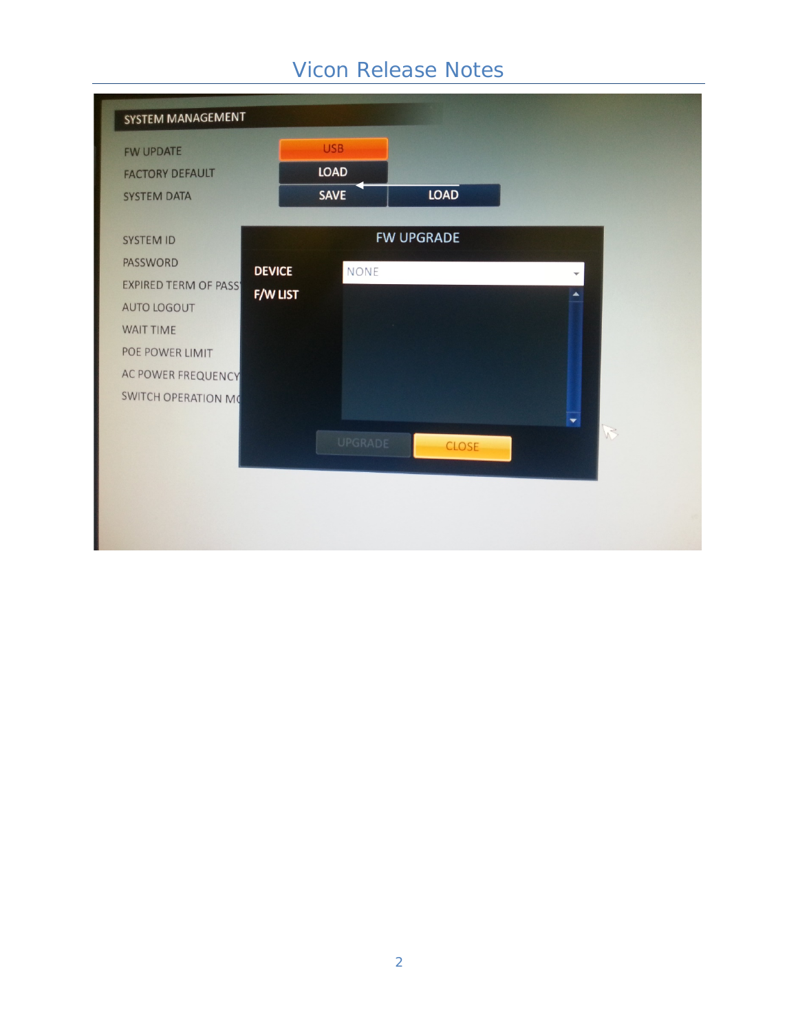SYSTEM MANAGEMENT

FW UPDATE — USB

FACTORY DEFAULT — LOAD

SYSTEM DATA — SAVE | LOAD

SYSTEM ID

PASSWORD

EXPIRED TERM OF PASS

AUTO LOGOUT

WAIT TIME

POE POWER LIMIT

AC POWER FREQUENCY

SWITCH OPERATION M

FW UPGRADE

DEVICE — NONE

F/W LIST

UPGRADE

CLOSE